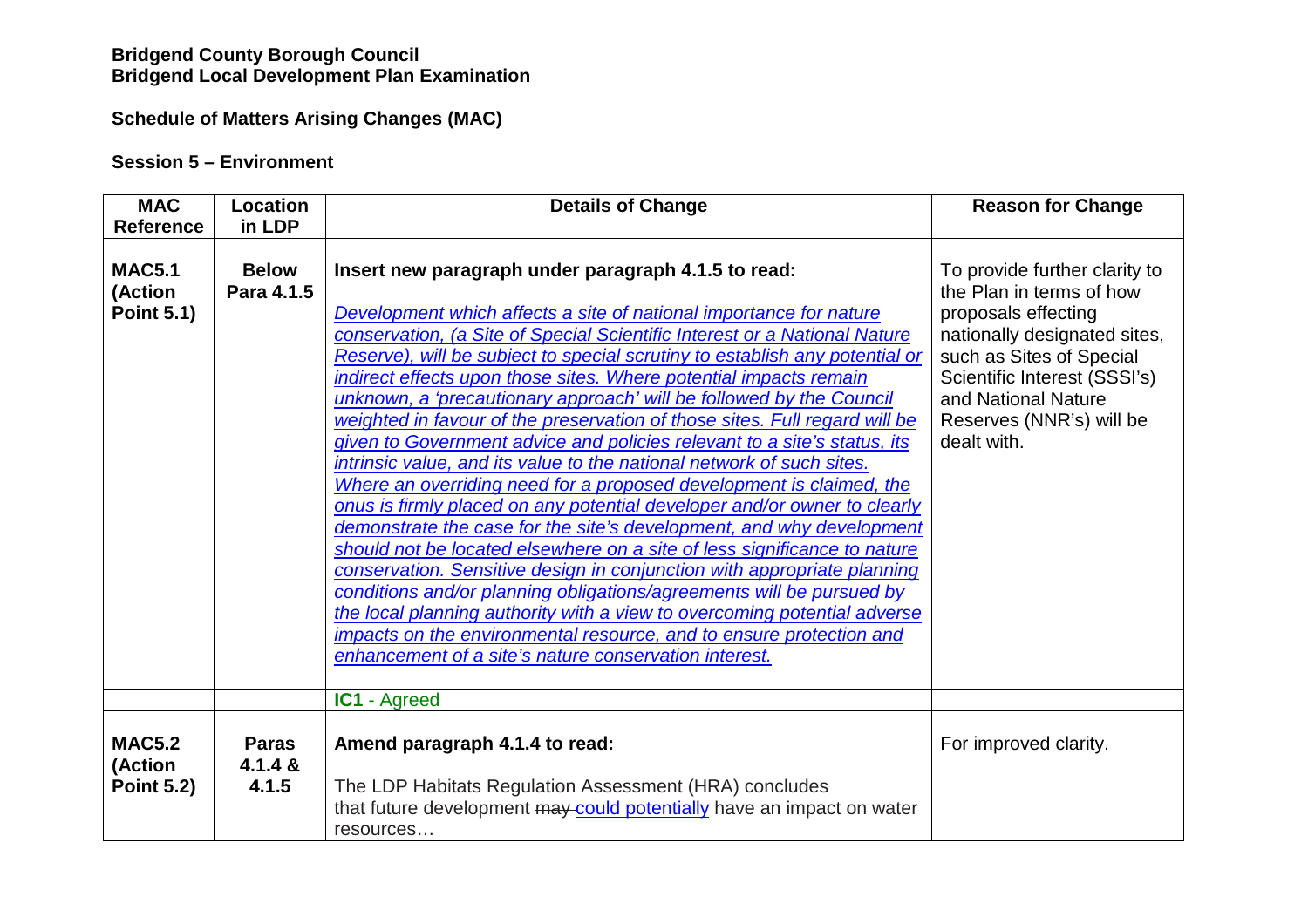**Bridgend County Borough Council**
**Bridgend Local Development Plan Examination**

**Schedule of Matters Arising Changes (MAC)**

**Session 5 – Environment**

| MAC Reference | Location in LDP | Details of Change | Reason for Change |
|---|---|---|---|
| **MAC5.1 (Action Point 5.1)** | **Below Para 4.1.5** | **Insert new paragraph under paragraph 4.1.5 to read:** <br><br> *Development which affects a site of national importance for nature conservation, (a Site of Special Scientific Interest or a National Nature Reserve), will be subject to special scrutiny to establish any potential or indirect effects upon those sites. Where potential impacts remain unknown, a 'precautionary approach' will be followed by the Council weighted in favour of the preservation of those sites. Full regard will be given to Government advice and policies relevant to a site's status, its intrinsic value, and its value to the national network of such sites. Where an overriding need for a proposed development is claimed, the onus is firmly placed on any potential developer and/or owner to clearly demonstrate the case for the site's development, and why development should not be located elsewhere on a site of less significance to nature conservation. Sensitive design in conjunction with appropriate planning conditions and/or planning obligations/agreements will be pursued by the local planning authority with a view to overcoming potential adverse impacts on the environmental resource, and to ensure protection and enhancement of a site's nature conservation interest.* | To provide further clarity to the Plan in terms of how proposals effecting nationally designated sites, such as Sites of Special Scientific Interest (SSSI's) and National Nature Reserves (NNR's) will be dealt with. |
| | | **IC1** - Agreed | |
| **MAC5.2 (Action Point 5.2)** | **Paras 4.1.4 & 4.1.5** | **Amend paragraph 4.1.4 to read:** <br><br> The LDP Habitats Regulation Assessment (HRA) concludes that future development ~~may~~ could potentially have an impact on water resources… | For improved clarity. |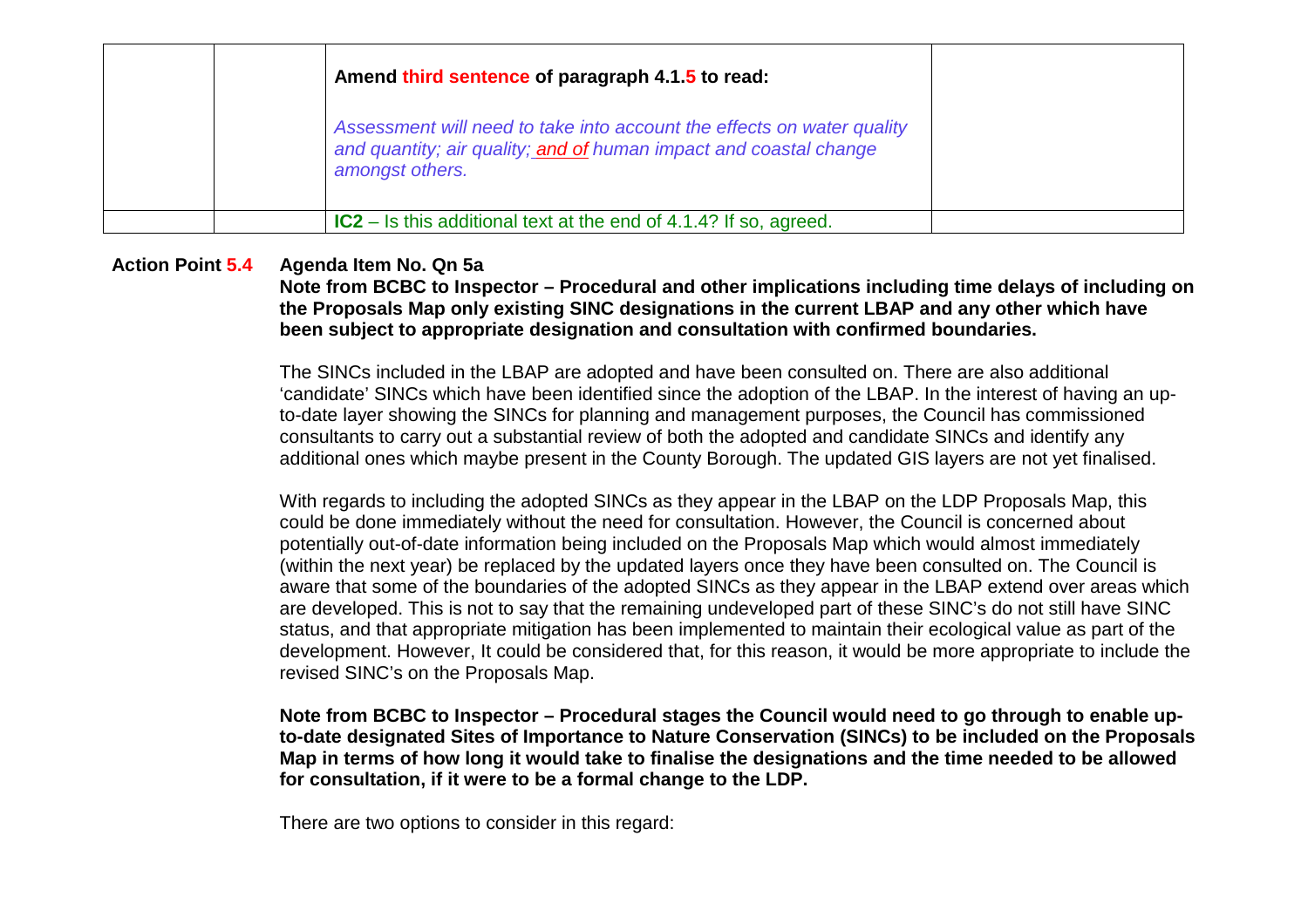|  |  | **Amend third sentence of paragraph 4.1.5 to read:**<br><br>*Assessment will need to take into account the effects on water quality and quantity; air quality; and of human impact and coastal change amongst others.* |  |
|---|---|---|---|
|  |  | **IC2** – Is this additional text at the end of 4.1.4? If so, agreed. |  |

**Action Point 5.4 Agenda Item No. Qn 5a**

**Note from BCBC to Inspector – Procedural and other implications including time delays of including on the Proposals Map only existing SINC designations in the current LBAP and any other which have been subject to appropriate designation and consultation with confirmed boundaries.**

The SINCs included in the LBAP are adopted and have been consulted on. There are also additional 'candidate' SINCs which have been identified since the adoption of the LBAP. In the interest of having an up-to-date layer showing the SINCs for planning and management purposes, the Council has commissioned consultants to carry out a substantial review of both the adopted and candidate SINCs and identify any additional ones which maybe present in the County Borough. The updated GIS layers are not yet finalised.

With regards to including the adopted SINCs as they appear in the LBAP on the LDP Proposals Map, this could be done immediately without the need for consultation. However, the Council is concerned about potentially out-of-date information being included on the Proposals Map which would almost immediately (within the next year) be replaced by the updated layers once they have been consulted on. The Council is aware that some of the boundaries of the adopted SINCs as they appear in the LBAP extend over areas which are developed. This is not to say that the remaining undeveloped part of these SINC's do not still have SINC status, and that appropriate mitigation has been implemented to maintain their ecological value as part of the development. However, It could be considered that, for this reason, it would be more appropriate to include the revised SINC's on the Proposals Map.

**Note from BCBC to Inspector – Procedural stages the Council would need to go through to enable up-to-date designated Sites of Importance to Nature Conservation (SINCs) to be included on the Proposals Map in terms of how long it would take to finalise the designations and the time needed to be allowed for consultation, if it were to be a formal change to the LDP.**

There are two options to consider in this regard: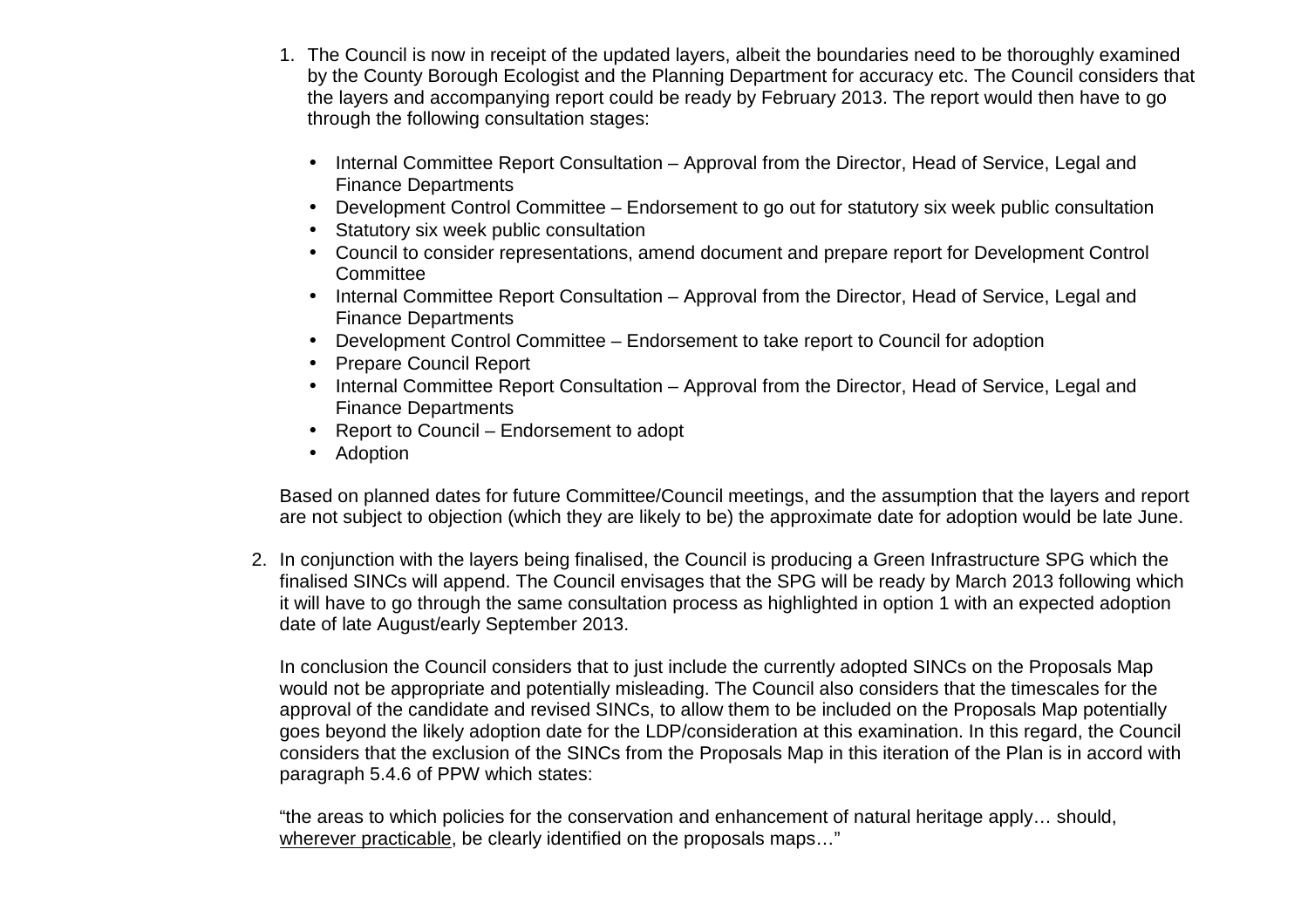1. The Council is now in receipt of the updated layers, albeit the boundaries need to be thoroughly examined by the County Borough Ecologist and the Planning Department for accuracy etc. The Council considers that the layers and accompanying report could be ready by February 2013. The report would then have to go through the following consultation stages:

   - Internal Committee Report Consultation – Approval from the Director, Head of Service, Legal and Finance Departments
   - Development Control Committee – Endorsement to go out for statutory six week public consultation
   - Statutory six week public consultation
   - Council to consider representations, amend document and prepare report for Development Control Committee
   - Internal Committee Report Consultation – Approval from the Director, Head of Service, Legal and Finance Departments
   - Development Control Committee – Endorsement to take report to Council for adoption
   - Prepare Council Report
   - Internal Committee Report Consultation – Approval from the Director, Head of Service, Legal and Finance Departments
   - Report to Council – Endorsement to adopt
   - Adoption

   Based on planned dates for future Committee/Council meetings, and the assumption that the layers and report are not subject to objection (which they are likely to be) the approximate date for adoption would be late June.

2. In conjunction with the layers being finalised, the Council is producing a Green Infrastructure SPG which the finalised SINCs will append. The Council envisages that the SPG will be ready by March 2013 following which it will have to go through the same consultation process as highlighted in option 1 with an expected adoption date of late August/early September 2013.

   In conclusion the Council considers that to just include the currently adopted SINCs on the Proposals Map would not be appropriate and potentially misleading. The Council also considers that the timescales for the approval of the candidate and revised SINCs, to allow them to be included on the Proposals Map potentially goes beyond the likely adoption date for the LDP/consideration at this examination. In this regard, the Council considers that the exclusion of the SINCs from the Proposals Map in this iteration of the Plan is in accord with paragraph 5.4.6 of PPW which states:

   "the areas to which policies for the conservation and enhancement of natural heritage apply… should, <u>wherever practicable</u>, be clearly identified on the proposals maps…"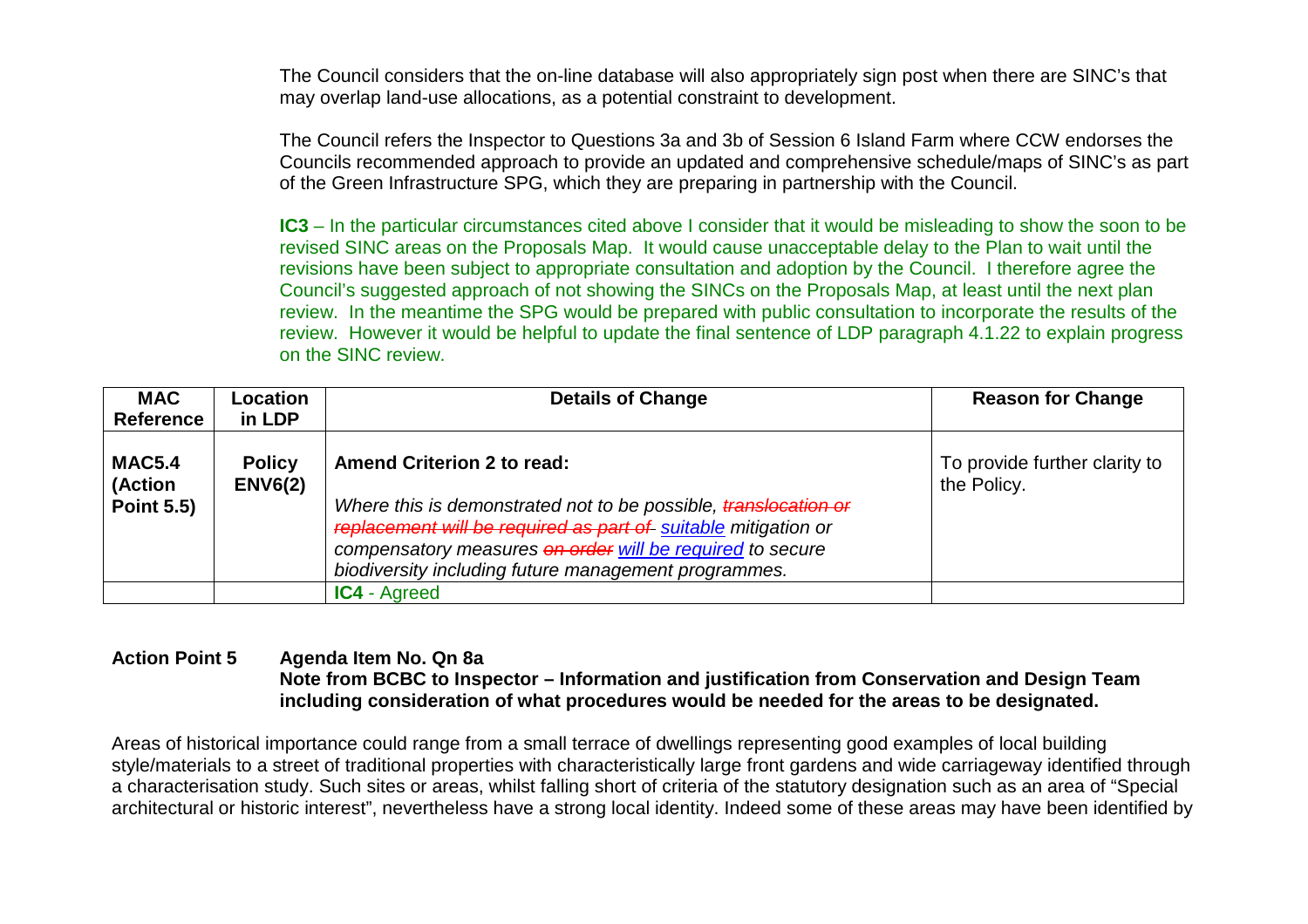The Council considers that the on-line database will also appropriately sign post when there are SINC's that may overlap land-use allocations, as a potential constraint to development.

The Council refers the Inspector to Questions 3a and 3b of Session 6 Island Farm where CCW endorses the Councils recommended approach to provide an updated and comprehensive schedule/maps of SINC's as part of the Green Infrastructure SPG, which they are preparing in partnership with the Council.

**IC3** – In the particular circumstances cited above I consider that it would be misleading to show the soon to be revised SINC areas on the Proposals Map. It would cause unacceptable delay to the Plan to wait until the revisions have been subject to appropriate consultation and adoption by the Council. I therefore agree the Council's suggested approach of not showing the SINCs on the Proposals Map, at least until the next plan review. In the meantime the SPG would be prepared with public consultation to incorporate the results of the review. However it would be helpful to update the final sentence of LDP paragraph 4.1.22 to explain progress on the SINC review.

| MAC Reference | Location in LDP | Details of Change | Reason for Change |
|---|---|---|---|
| **MAC5.4 (Action Point 5.5)** | **Policy ENV6(2)** | **Amend Criterion 2 to read:**<br><br>*Where this is demonstrated not to be possible, ~~translocation or replacement will be required as part of~~ suitable mitigation or compensatory measures ~~on order~~ will be required to secure biodiversity including future management programmes.* | To provide further clarity to the Policy. |
| | | **IC4** - Agreed | |

**Action Point 5 Agenda Item No. Qn 8a**
**Note from BCBC to Inspector – Information and justification from Conservation and Design Team including consideration of what procedures would be needed for the areas to be designated.**

Areas of historical importance could range from a small terrace of dwellings representing good examples of local building style/materials to a street of traditional properties with characteristically large front gardens and wide carriageway identified through a characterisation study. Such sites or areas, whilst falling short of criteria of the statutory designation such as an area of "Special architectural or historic interest", nevertheless have a strong local identity. Indeed some of these areas may have been identified by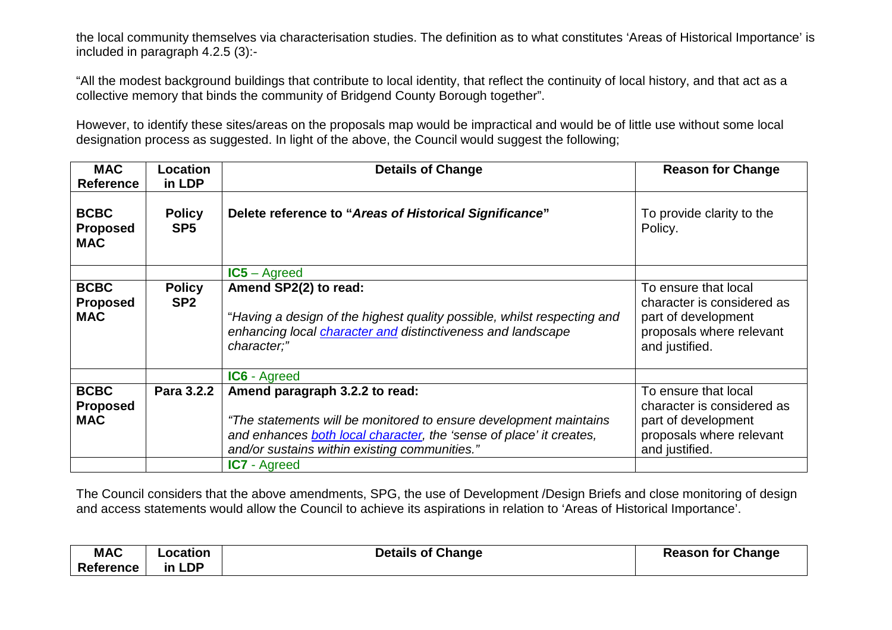the local community themselves via characterisation studies. The definition as to what constitutes 'Areas of Historical Importance' is included in paragraph 4.2.5 (3):-

"All the modest background buildings that contribute to local identity, that reflect the continuity of local history, and that act as a collective memory that binds the community of Bridgend County Borough together".

However, to identify these sites/areas on the proposals map would be impractical and would be of little use without some local designation process as suggested. In light of the above, the Council would suggest the following;

| MAC Reference | Location in LDP | Details of Change | Reason for Change |
|---|---|---|---|
| **BCBC Proposed MAC** | **Policy SP5** | **Delete reference to "*Areas of Historical Significance*"** | To provide clarity to the Policy. |
| | | **IC5** – Agreed | |
| **BCBC Proposed MAC** | **Policy SP2** | **Amend SP2(2) to read:**<br><br>"*Having a design of the highest quality possible, whilst respecting and enhancing local <u>character and</u> distinctiveness and landscape character;*" | To ensure that local character is considered as part of development proposals where relevant and justified. |
| | | **IC6** - Agreed | |
| **BCBC Proposed MAC** | **Para 3.2.2** | **Amend paragraph 3.2.2 to read:**<br><br>*"The statements will be monitored to ensure development maintains and enhances <u>both local character</u>, the 'sense of place' it creates, and/or sustains within existing communities."* | To ensure that local character is considered as part of development proposals where relevant and justified. |
| | | **IC7** - Agreed | |

The Council considers that the above amendments, SPG, the use of Development /Design Briefs and close monitoring of design and access statements would allow the Council to achieve its aspirations in relation to 'Areas of Historical Importance'.

| MAC Reference | Location in LDP | Details of Change | Reason for Change |
|---|---|---|---|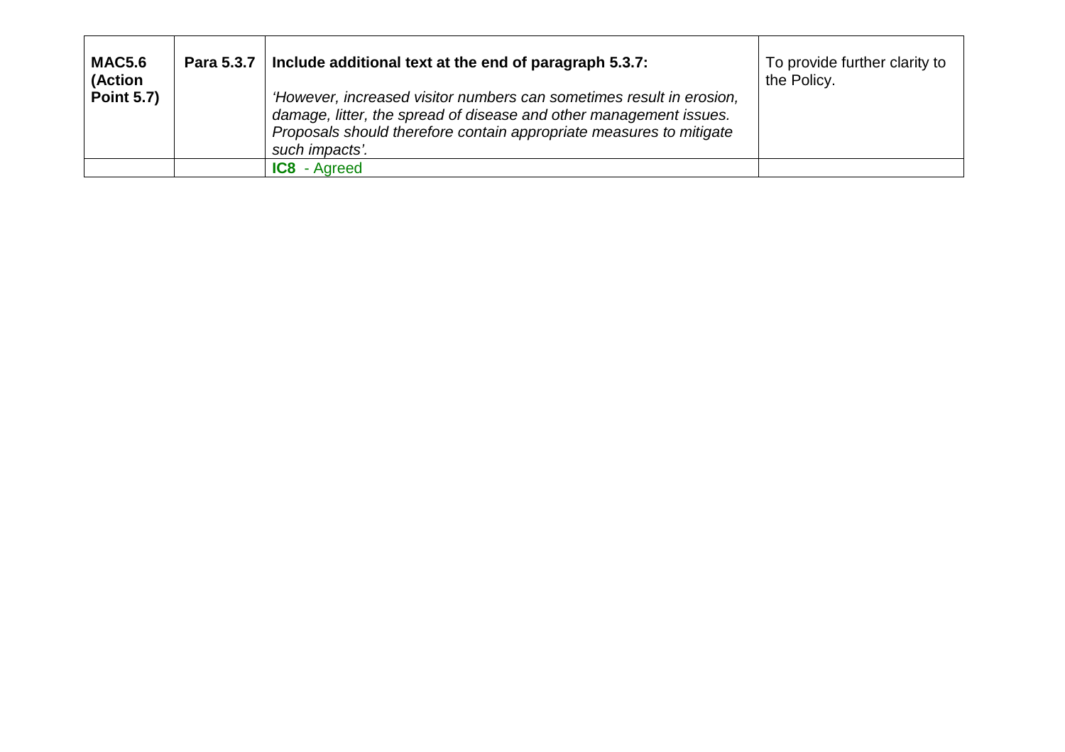| | | | |
|---|---|---|---|
| **MAC5.6 (Action Point 5.7)** | **Para 5.3.7** | **Include additional text at the end of paragraph 5.3.7:**<br><br>*'However, increased visitor numbers can sometimes result in erosion, damage, litter, the spread of disease and other management issues. Proposals should therefore contain appropriate measures to mitigate such impacts'.* | To provide further clarity to the Policy. |
| | | **IC8** - Agreed | |